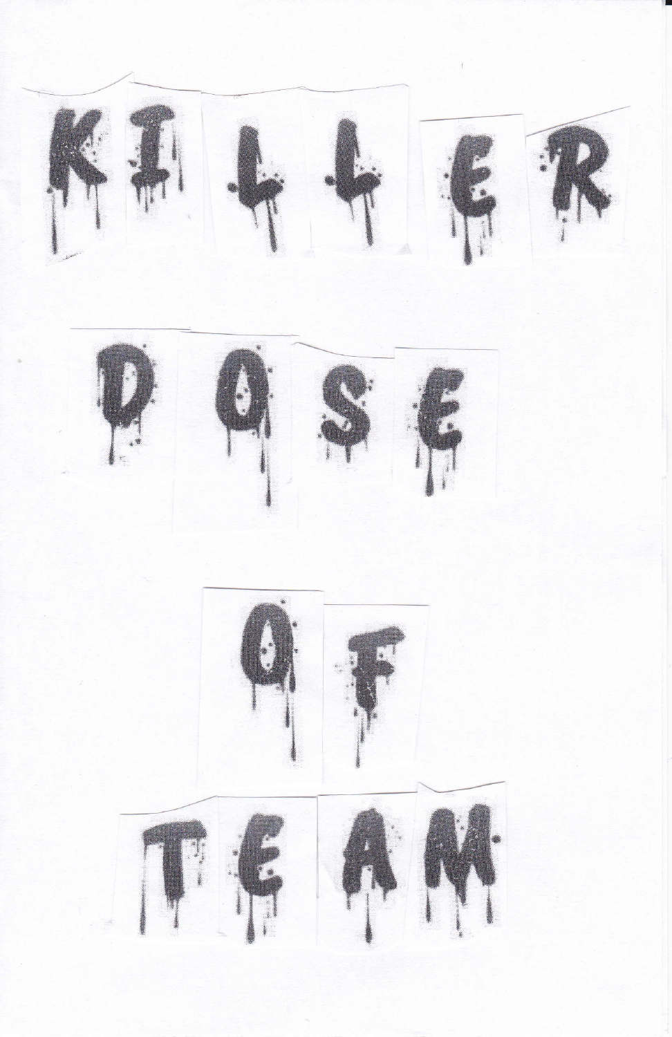KILLER

DOSE

OF

TEAM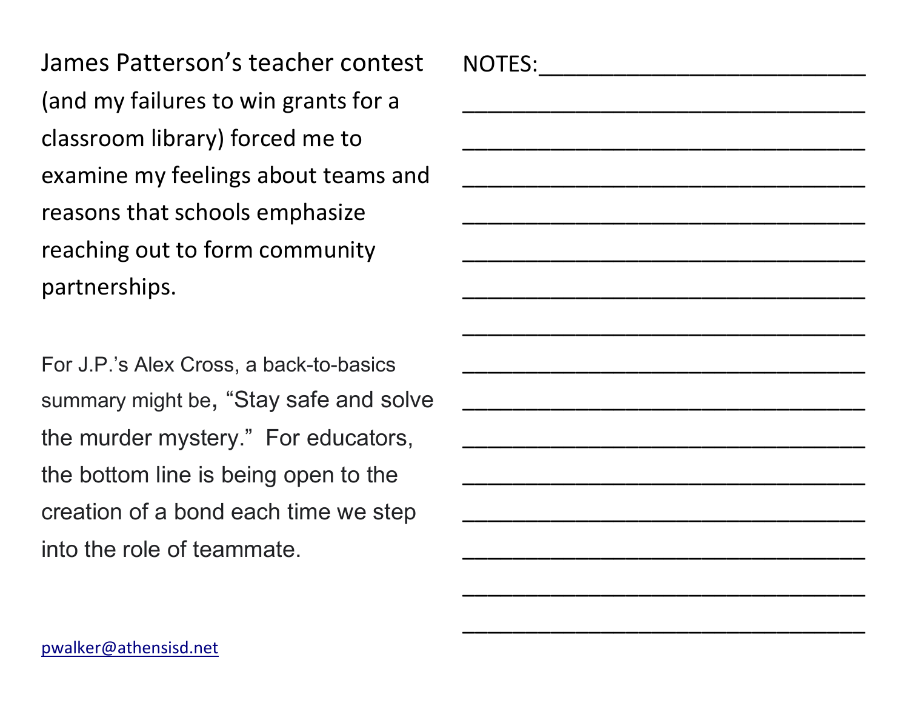James Patterson's teacher contest (and my failures to win grants for a classroom library) forced me to examine my feelings about teams and reasons that schools emphasize reaching out to form community partnerships.

For J.P.'s Alex Cross, a back-to-basics summary might be, "Stay safe and solve the murder mystery." For educators, the bottom line is being open to the creation of a bond each time we step into the role of teammate.

pwalker@athensisd.net

NOTES:___________________________

_________________________________

_________________________________

_________________________________

_________________________________

_________________________________

_________________________________

_________________________________

_________________________________

_________________________________

_________________________________

_________________________________

_________________________________

_________________________________

_________________________________

_________________________________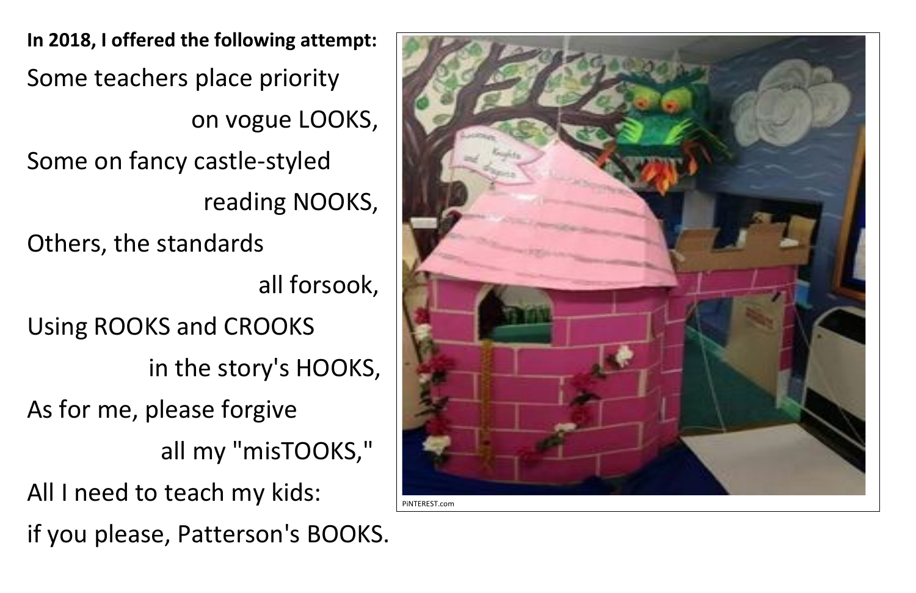**In 2018, I offered the following attempt:**

Some teachers place priority
on vogue LOOKS,
Some on fancy castle-styled
reading NOOKS,
Others, the standards
all forsook,
Using ROOKS and CROOKS
in the story's HOOKS,
As for me, please forgive
all my "misTOOKS,"
All I need to teach my kids:
if you please, Patterson's BOOKS.

PINTEREST.com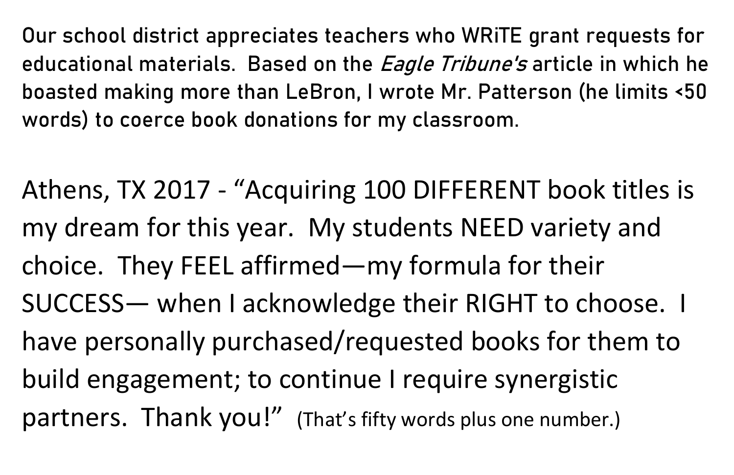Our school district appreciates teachers who WRiTE grant requests for educational materials. Based on the *Eagle Tribune's* article in which he boasted making more than LeBron, I wrote Mr. Patterson (he limits <50 words) to coerce book donations for my classroom.

Athens, TX 2017 - "Acquiring 100 DIFFERENT book titles is my dream for this year. My students NEED variety and choice. They FEEL affirmed—my formula for their SUCCESS— when I acknowledge their RIGHT to choose. I have personally purchased/requested books for them to build engagement; to continue I require synergistic partners. Thank you!" (That's fifty words plus one number.)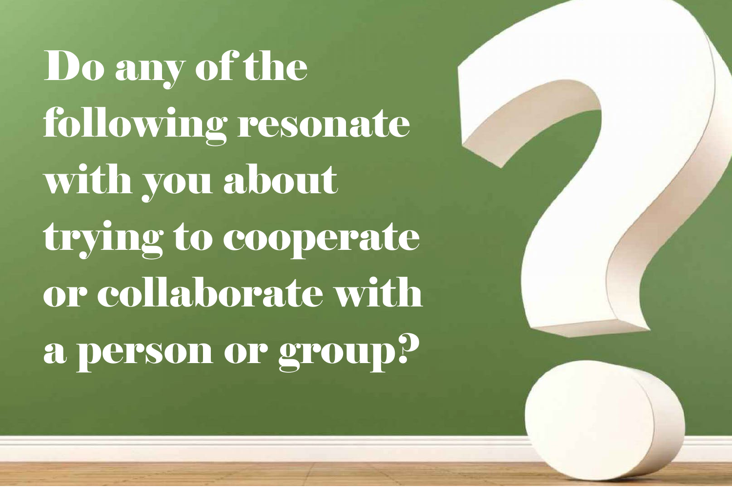# Do any of the following resonate with you about trying to cooperate or collaborate with a person or group?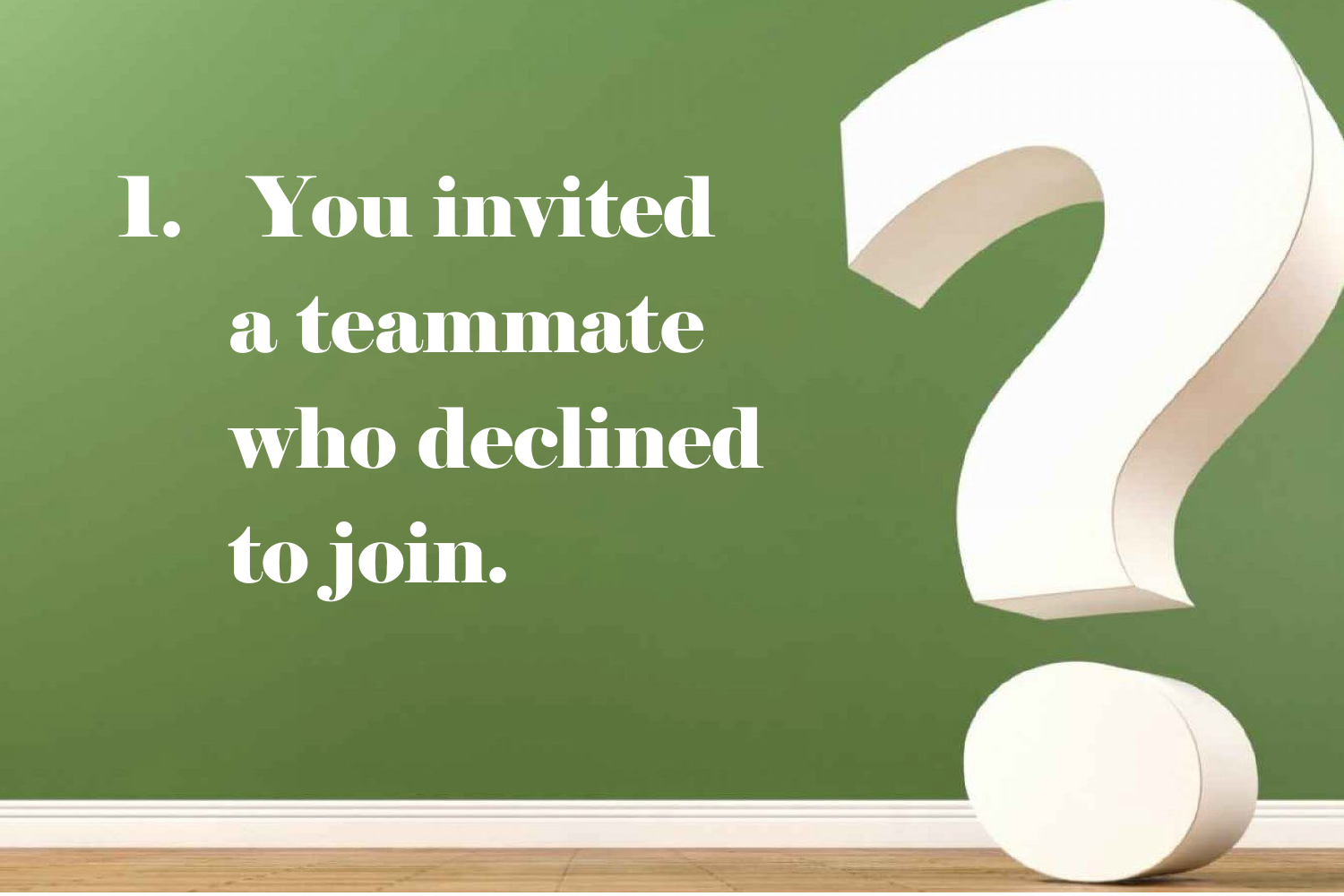1. You invited a teammate who declined to join.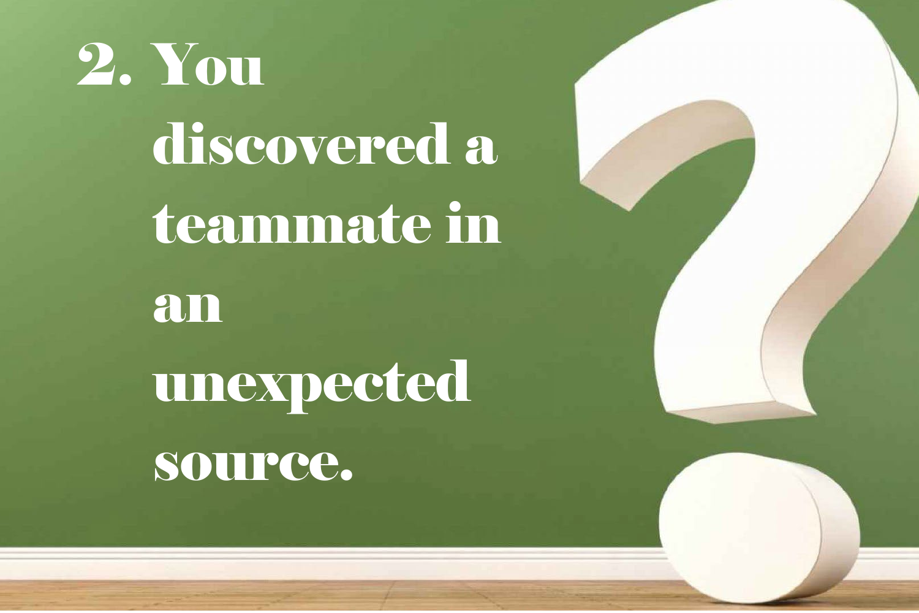2. You discovered a teammate in an unexpected source.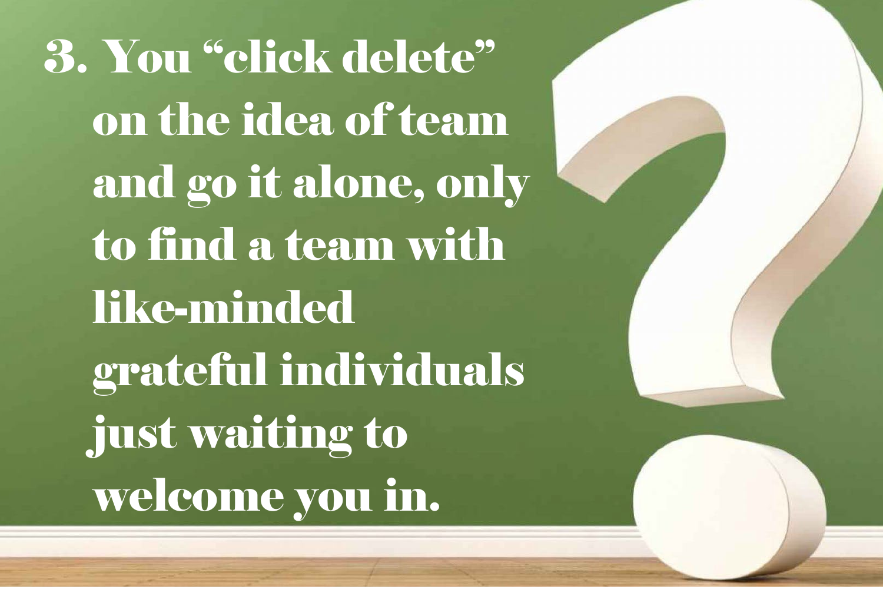3. You "click delete" on the idea of team and go it alone, only to find a team with like-minded grateful individuals just waiting to welcome you in.